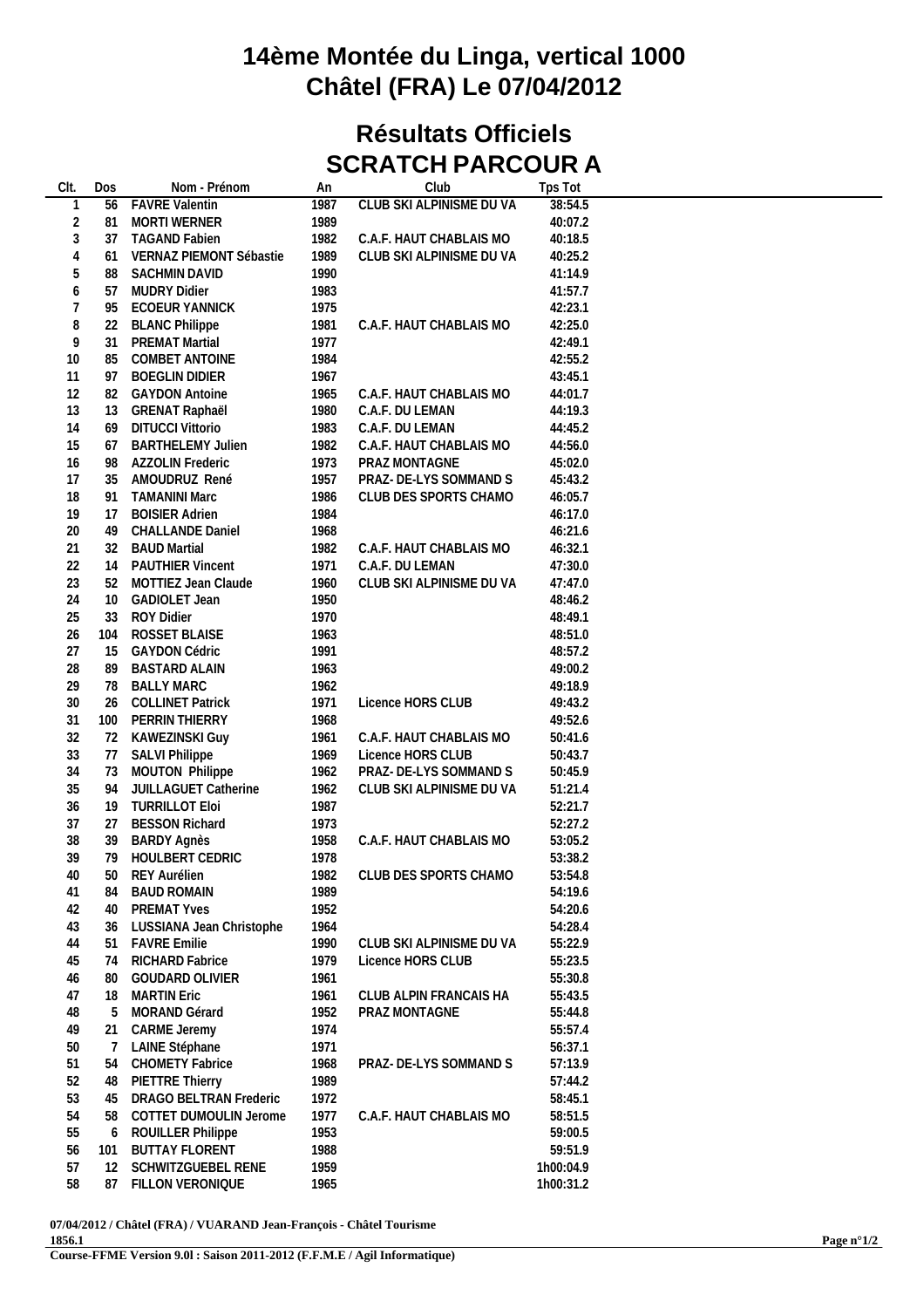# 14ème Montée du Linga, vertical 1000
# Châtel (FRA) Le 07/04/2012

## Résultats Officiels
## SCRATCH PARCOUR A

| Clt. | Dos | Nom - Prénom | An | Club | Tps Tot |
|---|---|---|---|---|---|
| 1 | 56 | FAVRE Valentin | 1987 | CLUB SKI ALPINISME DU VA | 38:54.5 |
| 2 | 81 | MORTI WERNER | 1989 | | 40:07.2 |
| 3 | 37 | TAGAND Fabien | 1982 | C.A.F. HAUT CHABLAIS MO | 40:18.5 |
| 4 | 61 | VERNAZ PIEMONT Sébastie | 1989 | CLUB SKI ALPINISME DU VA | 40:25.2 |
| 5 | 88 | SACHMIN DAVID | 1990 | | 41:14.9 |
| 6 | 57 | MUDRY Didier | 1983 | | 41:57.7 |
| 7 | 95 | ECOEUR YANNICK | 1975 | | 42:23.1 |
| 8 | 22 | BLANC Philippe | 1981 | C.A.F. HAUT CHABLAIS MO | 42:25.0 |
| 9 | 31 | PREMAT Martial | 1977 | | 42:49.1 |
| 10 | 85 | COMBET ANTOINE | 1984 | | 42:55.2 |
| 11 | 97 | BOEGLIN DIDIER | 1967 | | 43:45.1 |
| 12 | 82 | GAYDON Antoine | 1965 | C.A.F. HAUT CHABLAIS MO | 44:01.7 |
| 13 | 13 | GRENAT Raphaël | 1980 | C.A.F. DU LEMAN | 44:19.3 |
| 14 | 69 | DITUCCI Vittorio | 1983 | C.A.F. DU LEMAN | 44:45.2 |
| 15 | 67 | BARTHELEMY Julien | 1982 | C.A.F. HAUT CHABLAIS MO | 44:56.0 |
| 16 | 98 | AZZOLIN Frederic | 1973 | PRAZ MONTAGNE | 45:02.0 |
| 17 | 35 | AMOUDRUZ René | 1957 | PRAZ- DE-LYS SOMMAND S | 45:43.2 |
| 18 | 91 | TAMANINI Marc | 1986 | CLUB DES SPORTS CHAMO | 46:05.7 |
| 19 | 17 | BOISIER Adrien | 1984 | | 46:17.0 |
| 20 | 49 | CHALLANDE Daniel | 1968 | | 46:21.6 |
| 21 | 32 | BAUD Martial | 1982 | C.A.F. HAUT CHABLAIS MO | 46:32.1 |
| 22 | 14 | PAUTHIER Vincent | 1971 | C.A.F. DU LEMAN | 47:30.0 |
| 23 | 52 | MOTTIEZ Jean Claude | 1960 | CLUB SKI ALPINISME DU VA | 47:47.0 |
| 24 | 10 | GADIOLET Jean | 1950 | | 48:46.2 |
| 25 | 33 | ROY Didier | 1970 | | 48:49.1 |
| 26 | 104 | ROSSET BLAISE | 1963 | | 48:51.0 |
| 27 | 15 | GAYDON Cédric | 1991 | | 48:57.2 |
| 28 | 89 | BASTARD ALAIN | 1963 | | 49:00.2 |
| 29 | 78 | BALLY MARC | 1962 | | 49:18.9 |
| 30 | 26 | COLLINET Patrick | 1971 | Licence HORS CLUB | 49:43.2 |
| 31 | 100 | PERRIN THIERRY | 1968 | | 49:52.6 |
| 32 | 72 | KAWEZINSKI Guy | 1961 | C.A.F. HAUT CHABLAIS MO | 50:41.6 |
| 33 | 77 | SALVI Philippe | 1969 | Licence HORS CLUB | 50:43.7 |
| 34 | 73 | MOUTON Philippe | 1962 | PRAZ- DE-LYS SOMMAND S | 50:45.9 |
| 35 | 94 | JUILLAGUET Catherine | 1962 | CLUB SKI ALPINISME DU VA | 51:21.4 |
| 36 | 19 | TURRILLOT Eloi | 1987 | | 52:21.7 |
| 37 | 27 | BESSON Richard | 1973 | | 52:27.2 |
| 38 | 39 | BARDY Agnès | 1958 | C.A.F. HAUT CHABLAIS MO | 53:05.2 |
| 39 | 79 | HOULBERT CEDRIC | 1978 | | 53:38.2 |
| 40 | 50 | REY Aurélien | 1982 | CLUB DES SPORTS CHAMO | 53:54.8 |
| 41 | 84 | BAUD ROMAIN | 1989 | | 54:19.6 |
| 42 | 40 | PREMAT Yves | 1952 | | 54:20.6 |
| 43 | 36 | LUSSIANA Jean Christophe | 1964 | | 54:28.4 |
| 44 | 51 | FAVRE Emilie | 1990 | CLUB SKI ALPINISME DU VA | 55:22.9 |
| 45 | 74 | RICHARD Fabrice | 1979 | Licence HORS CLUB | 55:23.5 |
| 46 | 80 | GOUDARD OLIVIER | 1961 | | 55:30.8 |
| 47 | 18 | MARTIN Eric | 1961 | CLUB ALPIN FRANCAIS HA | 55:43.5 |
| 48 | 5 | MORAND Gérard | 1952 | PRAZ MONTAGNE | 55:44.8 |
| 49 | 21 | CARME Jeremy | 1974 | | 55:57.4 |
| 50 | 7 | LAINE Stéphane | 1971 | | 56:37.1 |
| 51 | 54 | CHOMETY Fabrice | 1968 | PRAZ- DE-LYS SOMMAND S | 57:13.9 |
| 52 | 48 | PIETTRE Thierry | 1989 | | 57:44.2 |
| 53 | 45 | DRAGO BELTRAN Frederic | 1972 | | 58:45.1 |
| 54 | 58 | COTTET DUMOULIN Jerome | 1977 | C.A.F. HAUT CHABLAIS MO | 58:51.5 |
| 55 | 6 | ROUILLER Philippe | 1953 | | 59:00.5 |
| 56 | 101 | BUTTAY FLORENT | 1988 | | 59:51.9 |
| 57 | 12 | SCHWITZGUEBEL RENE | 1959 | | 1h00:04.9 |
| 58 | 87 | FILLON VERONIQUE | 1965 | | 1h00:31.2 |

**07/04/2012 / Châtel (FRA) / VUARAND Jean-François - Châtel Tourisme**

**1856.1**

**Course-FFME Version 9.0l : Saison 2011-2012 (F.F.M.E / Agil Informatique)**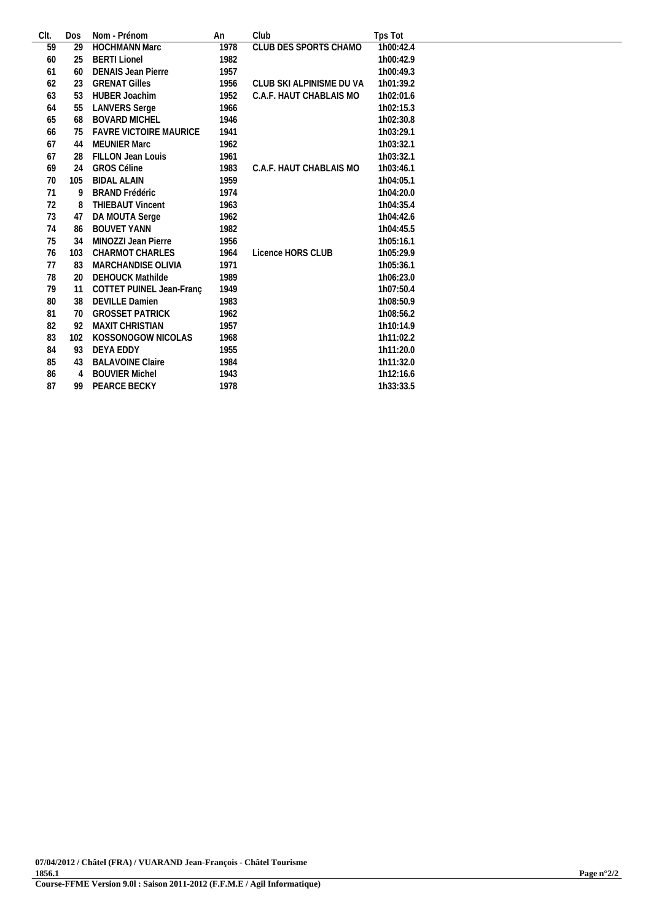| Clt. | Dos | Nom - Prénom | An | Club | Tps Tot |
|---|---|---|---|---|---|
| 59 | 29 | HOCHMANN Marc | 1978 | CLUB DES SPORTS CHAMO | 1h00:42.4 |
| 60 | 25 | BERTI Lionel | 1982 | | 1h00:42.9 |
| 61 | 60 | DENAIS Jean Pierre | 1957 | | 1h00:49.3 |
| 62 | 23 | GRENAT Gilles | 1956 | CLUB SKI ALPINISME DU VA | 1h01:39.2 |
| 63 | 53 | HUBER Joachim | 1952 | C.A.F. HAUT CHABLAIS MO | 1h02:01.6 |
| 64 | 55 | LANVERS Serge | 1966 | | 1h02:15.3 |
| 65 | 68 | BOVARD MICHEL | 1946 | | 1h02:30.8 |
| 66 | 75 | FAVRE VICTOIRE MAURICE | 1941 | | 1h03:29.1 |
| 67 | 44 | MEUNIER Marc | 1962 | | 1h03:32.1 |
| 67 | 28 | FILLON Jean Louis | 1961 | | 1h03:32.1 |
| 69 | 24 | GROS Céline | 1983 | C.A.F. HAUT CHABLAIS MO | 1h03:46.1 |
| 70 | 105 | BIDAL ALAIN | 1959 | | 1h04:05.1 |
| 71 | 9 | BRAND Frédéric | 1974 | | 1h04:20.0 |
| 72 | 8 | THIEBAUT Vincent | 1963 | | 1h04:35.4 |
| 73 | 47 | DA MOUTA Serge | 1962 | | 1h04:42.6 |
| 74 | 86 | BOUVET YANN | 1982 | | 1h04:45.5 |
| 75 | 34 | MINOZZI Jean Pierre | 1956 | | 1h05:16.1 |
| 76 | 103 | CHARMOT CHARLES | 1964 | Licence HORS CLUB | 1h05:29.9 |
| 77 | 83 | MARCHANDISE OLIVIA | 1971 | | 1h05:36.1 |
| 78 | 20 | DEHOUCK Mathilde | 1989 | | 1h06:23.0 |
| 79 | 11 | COTTET PUINEL Jean-Franç | 1949 | | 1h07:50.4 |
| 80 | 38 | DEVILLE Damien | 1983 | | 1h08:50.9 |
| 81 | 70 | GROSSET PATRICK | 1962 | | 1h08:56.2 |
| 82 | 92 | MAXIT CHRISTIAN | 1957 | | 1h10:14.9 |
| 83 | 102 | KOSSONOGOW NICOLAS | 1968 | | 1h11:02.2 |
| 84 | 93 | DEYA EDDY | 1955 | | 1h11:20.0 |
| 85 | 43 | BALAVOINE Claire | 1984 | | 1h11:32.0 |
| 86 | 4 | BOUVIER Michel | 1943 | | 1h12:16.6 |
| 87 | 99 | PEARCE BECKY | 1978 | | 1h33:33.5 |

**07/04/2012 / Châtel (FRA) / VUARAND Jean-François - Châtel Tourisme**

**1856.1**

**Course-FFME Version 9.0l : Saison 2011-2012 (F.F.M.E / Agil Informatique)**